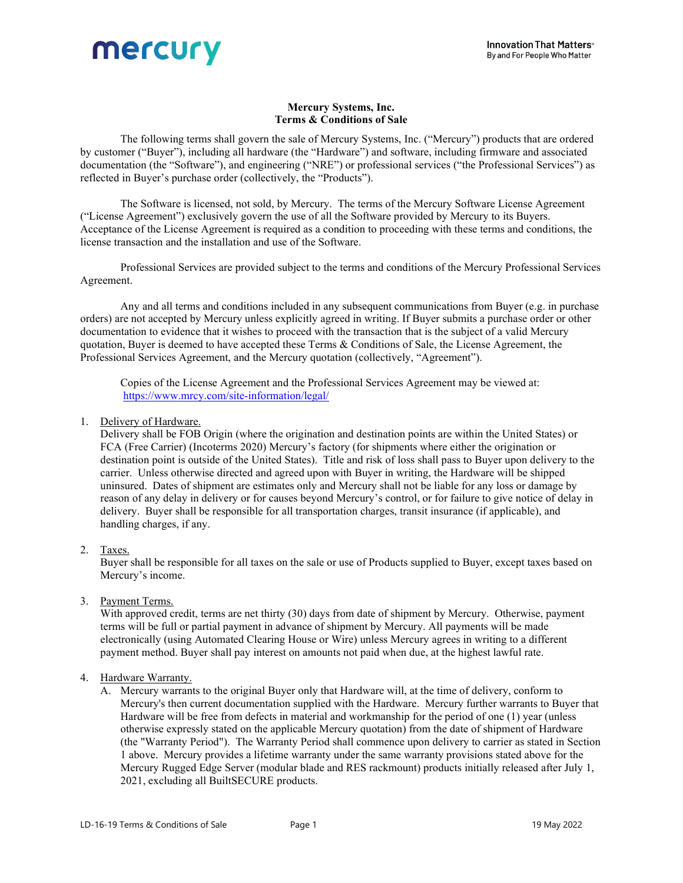# Mercury Systems, Inc.
## Terms & Conditions of Sale

The following terms shall govern the sale of Mercury Systems, Inc. ("Mercury") products that are ordered by customer ("Buyer"), including all hardware (the "Hardware") and software, including firmware and associated documentation (the "Software"), and engineering ("NRE") or professional services ("the Professional Services") as reflected in Buyer's purchase order (collectively, the "Products").

The Software is licensed, not sold, by Mercury. The terms of the Mercury Software License Agreement ("License Agreement") exclusively govern the use of all the Software provided by Mercury to its Buyers. Acceptance of the License Agreement is required as a condition to proceeding with these terms and conditions, the license transaction and the installation and use of the Software.

Professional Services are provided subject to the terms and conditions of the Mercury Professional Services Agreement.

Any and all terms and conditions included in any subsequent communications from Buyer (e.g. in purchase orders) are not accepted by Mercury unless explicitly agreed in writing. If Buyer submits a purchase order or other documentation to evidence that it wishes to proceed with the transaction that is the subject of a valid Mercury quotation, Buyer is deemed to have accepted these Terms & Conditions of Sale, the License Agreement, the Professional Services Agreement, and the Mercury quotation (collectively, "Agreement").

Copies of the License Agreement and the Professional Services Agreement may be viewed at: https://www.mrcy.com/site-information/legal/

1. Delivery of Hardware.
   Delivery shall be FOB Origin (where the origination and destination points are within the United States) or FCA (Free Carrier) (Incoterms 2020) Mercury's factory (for shipments where either the origination or destination point is outside of the United States). Title and risk of loss shall pass to Buyer upon delivery to the carrier. Unless otherwise directed and agreed upon with Buyer in writing, the Hardware will be shipped uninsured. Dates of shipment are estimates only and Mercury shall not be liable for any loss or damage by reason of any delay in delivery or for causes beyond Mercury's control, or for failure to give notice of delay in delivery. Buyer shall be responsible for all transportation charges, transit insurance (if applicable), and handling charges, if any.

2. Taxes.
   Buyer shall be responsible for all taxes on the sale or use of Products supplied to Buyer, except taxes based on Mercury's income.

3. Payment Terms.
   With approved credit, terms are net thirty (30) days from date of shipment by Mercury. Otherwise, payment terms will be full or partial payment in advance of shipment by Mercury. All payments will be made electronically (using Automated Clearing House or Wire) unless Mercury agrees in writing to a different payment method. Buyer shall pay interest on amounts not paid when due, at the highest lawful rate.

4. Hardware Warranty.
   A. Mercury warrants to the original Buyer only that Hardware will, at the time of delivery, conform to Mercury's then current documentation supplied with the Hardware. Mercury further warrants to Buyer that Hardware will be free from defects in material and workmanship for the period of one (1) year (unless otherwise expressly stated on the applicable Mercury quotation) from the date of shipment of Hardware (the "Warranty Period"). The Warranty Period shall commence upon delivery to carrier as stated in Section 1 above. Mercury provides a lifetime warranty under the same warranty provisions stated above for the Mercury Rugged Edge Server (modular blade and RES rackmount) products initially released after July 1, 2021, excluding all BuiltSECURE products.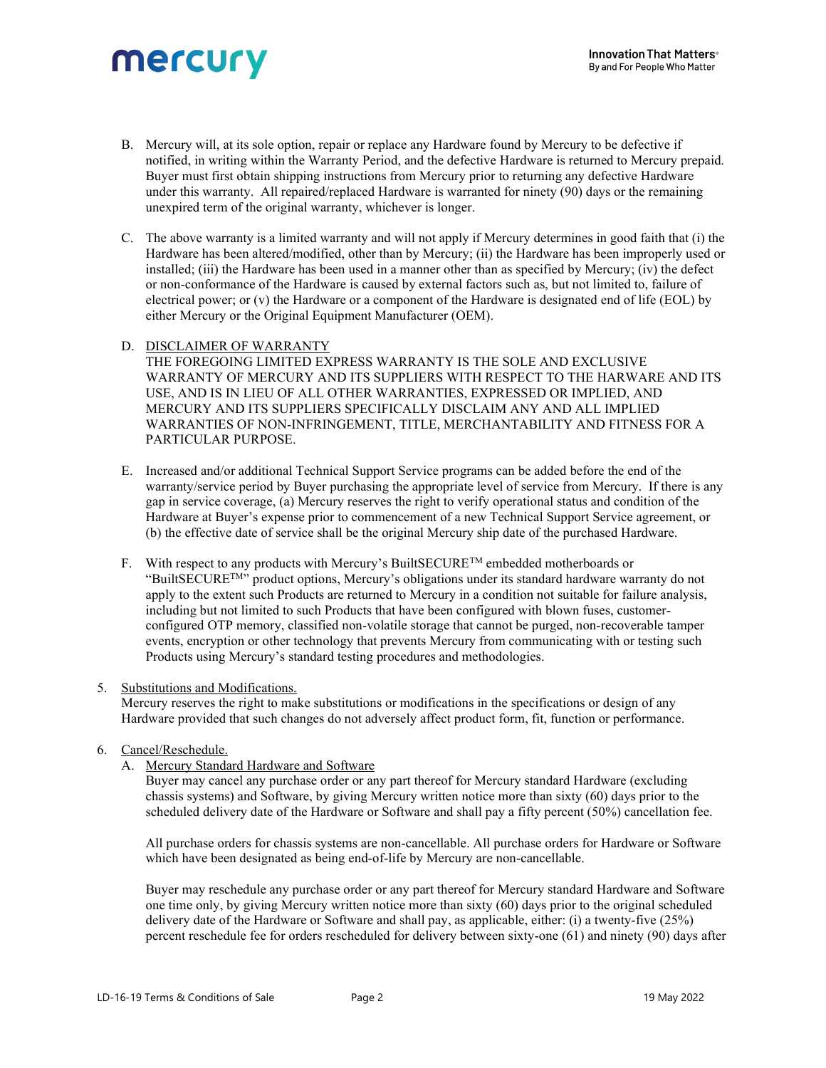B. Mercury will, at its sole option, repair or replace any Hardware found by Mercury to be defective if notified, in writing within the Warranty Period, and the defective Hardware is returned to Mercury prepaid. Buyer must first obtain shipping instructions from Mercury prior to returning any defective Hardware under this warranty. All repaired/replaced Hardware is warranted for ninety (90) days or the remaining unexpired term of the original warranty, whichever is longer.

C. The above warranty is a limited warranty and will not apply if Mercury determines in good faith that (i) the Hardware has been altered/modified, other than by Mercury; (ii) the Hardware has been improperly used or installed; (iii) the Hardware has been used in a manner other than as specified by Mercury; (iv) the defect or non-conformance of the Hardware is caused by external factors such as, but not limited to, failure of electrical power; or (v) the Hardware or a component of the Hardware is designated end of life (EOL) by either Mercury or the Original Equipment Manufacturer (OEM).

D. DISCLAIMER OF WARRANTY
THE FOREGOING LIMITED EXPRESS WARRANTY IS THE SOLE AND EXCLUSIVE WARRANTY OF MERCURY AND ITS SUPPLIERS WITH RESPECT TO THE HARWARE AND ITS USE, AND IS IN LIEU OF ALL OTHER WARRANTIES, EXPRESSED OR IMPLIED, AND MERCURY AND ITS SUPPLIERS SPECIFICALLY DISCLAIM ANY AND ALL IMPLIED WARRANTIES OF NON-INFRINGEMENT, TITLE, MERCHANTABILITY AND FITNESS FOR A PARTICULAR PURPOSE.

E. Increased and/or additional Technical Support Service programs can be added before the end of the warranty/service period by Buyer purchasing the appropriate level of service from Mercury. If there is any gap in service coverage, (a) Mercury reserves the right to verify operational status and condition of the Hardware at Buyer's expense prior to commencement of a new Technical Support Service agreement, or (b) the effective date of service shall be the original Mercury ship date of the purchased Hardware.

F. With respect to any products with Mercury's BuiltSECURE™ embedded motherboards or "BuiltSECURE™" product options, Mercury's obligations under its standard hardware warranty do not apply to the extent such Products are returned to Mercury in a condition not suitable for failure analysis, including but not limited to such Products that have been configured with blown fuses, customer-configured OTP memory, classified non-volatile storage that cannot be purged, non-recoverable tamper events, encryption or other technology that prevents Mercury from communicating with or testing such Products using Mercury's standard testing procedures and methodologies.

5. Substitutions and Modifications.
Mercury reserves the right to make substitutions or modifications in the specifications or design of any Hardware provided that such changes do not adversely affect product form, fit, function or performance.

6. Cancel/Reschedule.
A. Mercury Standard Hardware and Software
Buyer may cancel any purchase order or any part thereof for Mercury standard Hardware (excluding chassis systems) and Software, by giving Mercury written notice more than sixty (60) days prior to the scheduled delivery date of the Hardware or Software and shall pay a fifty percent (50%) cancellation fee.

All purchase orders for chassis systems are non-cancellable. All purchase orders for Hardware or Software which have been designated as being end-of-life by Mercury are non-cancellable.

Buyer may reschedule any purchase order or any part thereof for Mercury standard Hardware and Software one time only, by giving Mercury written notice more than sixty (60) days prior to the original scheduled delivery date of the Hardware or Software and shall pay, as applicable, either: (i) a twenty-five (25%) percent reschedule fee for orders rescheduled for delivery between sixty-one (61) and ninety (90) days after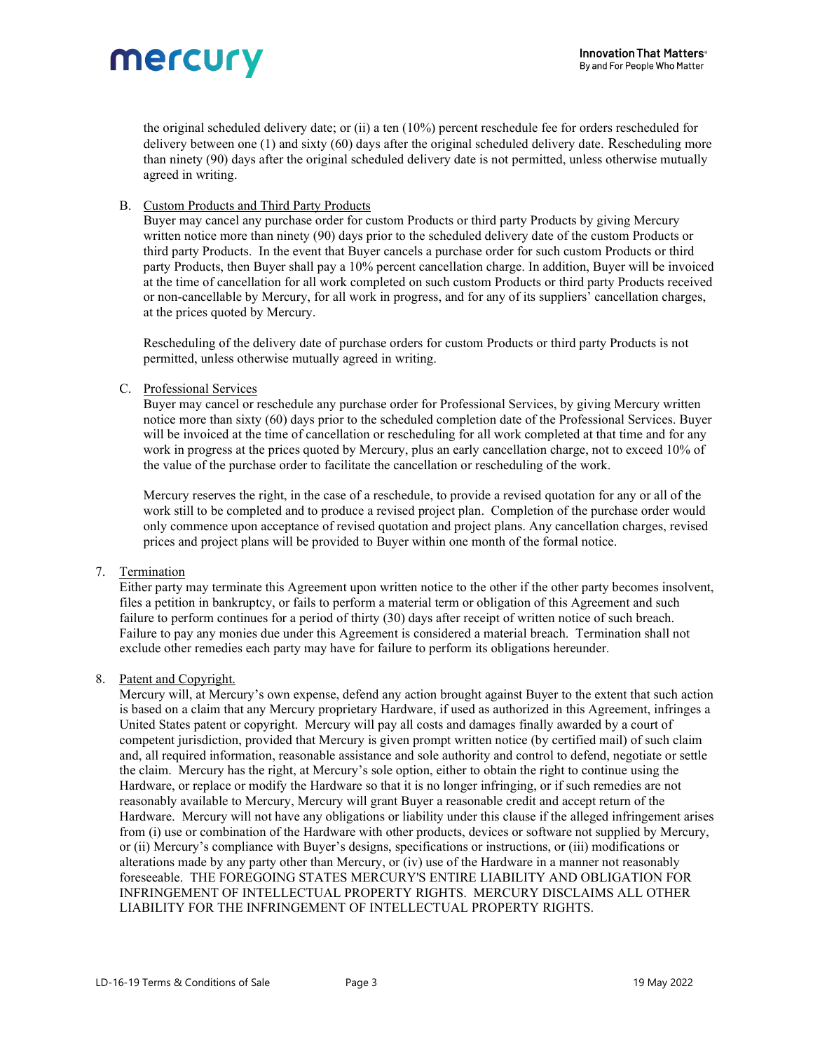the original scheduled delivery date; or (ii) a ten (10%) percent reschedule fee for orders rescheduled for delivery between one (1) and sixty (60) days after the original scheduled delivery date. Rescheduling more than ninety (90) days after the original scheduled delivery date is not permitted, unless otherwise mutually agreed in writing.

B. Custom Products and Third Party Products

Buyer may cancel any purchase order for custom Products or third party Products by giving Mercury written notice more than ninety (90) days prior to the scheduled delivery date of the custom Products or third party Products. In the event that Buyer cancels a purchase order for such custom Products or third party Products, then Buyer shall pay a 10% percent cancellation charge. In addition, Buyer will be invoiced at the time of cancellation for all work completed on such custom Products or third party Products received or non-cancellable by Mercury, for all work in progress, and for any of its suppliers' cancellation charges, at the prices quoted by Mercury.

Rescheduling of the delivery date of purchase orders for custom Products or third party Products is not permitted, unless otherwise mutually agreed in writing.

C. Professional Services

Buyer may cancel or reschedule any purchase order for Professional Services, by giving Mercury written notice more than sixty (60) days prior to the scheduled completion date of the Professional Services. Buyer will be invoiced at the time of cancellation or rescheduling for all work completed at that time and for any work in progress at the prices quoted by Mercury, plus an early cancellation charge, not to exceed 10% of the value of the purchase order to facilitate the cancellation or rescheduling of the work.

Mercury reserves the right, in the case of a reschedule, to provide a revised quotation for any or all of the work still to be completed and to produce a revised project plan. Completion of the purchase order would only commence upon acceptance of revised quotation and project plans. Any cancellation charges, revised prices and project plans will be provided to Buyer within one month of the formal notice.

7. Termination

Either party may terminate this Agreement upon written notice to the other if the other party becomes insolvent, files a petition in bankruptcy, or fails to perform a material term or obligation of this Agreement and such failure to perform continues for a period of thirty (30) days after receipt of written notice of such breach. Failure to pay any monies due under this Agreement is considered a material breach. Termination shall not exclude other remedies each party may have for failure to perform its obligations hereunder.

8. Patent and Copyright.

Mercury will, at Mercury's own expense, defend any action brought against Buyer to the extent that such action is based on a claim that any Mercury proprietary Hardware, if used as authorized in this Agreement, infringes a United States patent or copyright. Mercury will pay all costs and damages finally awarded by a court of competent jurisdiction, provided that Mercury is given prompt written notice (by certified mail) of such claim and, all required information, reasonable assistance and sole authority and control to defend, negotiate or settle the claim. Mercury has the right, at Mercury's sole option, either to obtain the right to continue using the Hardware, or replace or modify the Hardware so that it is no longer infringing, or if such remedies are not reasonably available to Mercury, Mercury will grant Buyer a reasonable credit and accept return of the Hardware. Mercury will not have any obligations or liability under this clause if the alleged infringement arises from (i) use or combination of the Hardware with other products, devices or software not supplied by Mercury, or (ii) Mercury's compliance with Buyer's designs, specifications or instructions, or (iii) modifications or alterations made by any party other than Mercury, or (iv) use of the Hardware in a manner not reasonably foreseeable. THE FOREGOING STATES MERCURY'S ENTIRE LIABILITY AND OBLIGATION FOR INFRINGEMENT OF INTELLECTUAL PROPERTY RIGHTS. MERCURY DISCLAIMS ALL OTHER LIABILITY FOR THE INFRINGEMENT OF INTELLECTUAL PROPERTY RIGHTS.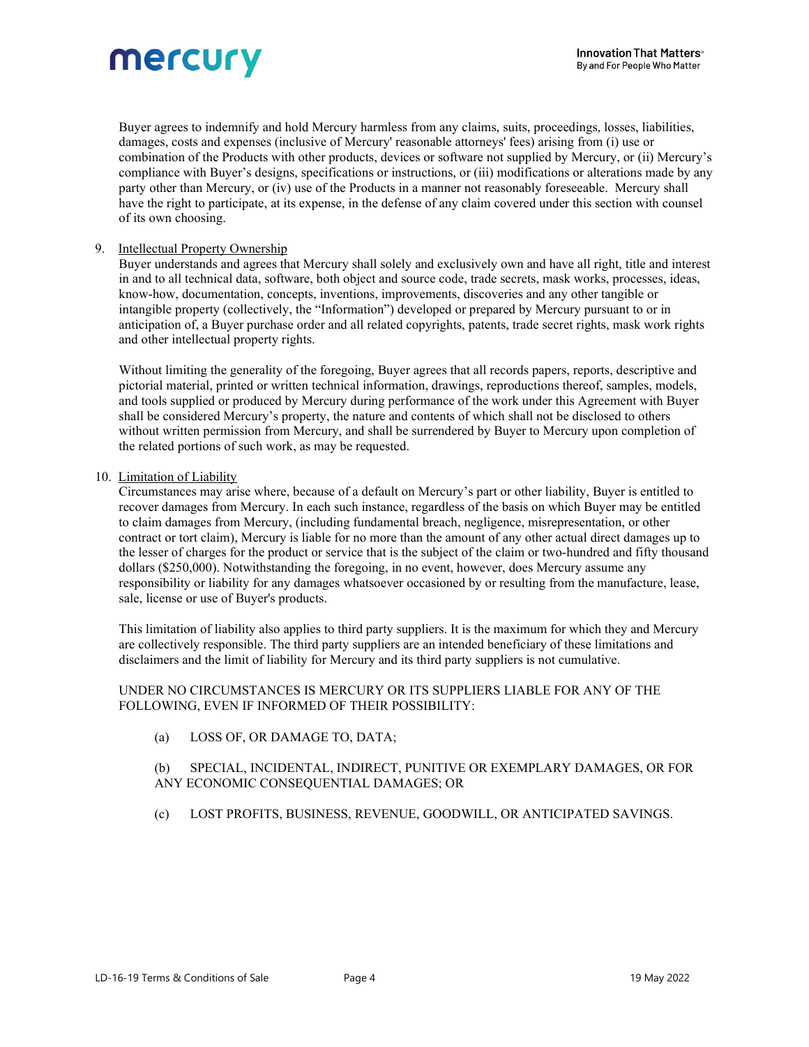Buyer agrees to indemnify and hold Mercury harmless from any claims, suits, proceedings, losses, liabilities, damages, costs and expenses (inclusive of Mercury' reasonable attorneys' fees) arising from (i) use or combination of the Products with other products, devices or software not supplied by Mercury, or (ii) Mercury's compliance with Buyer's designs, specifications or instructions, or (iii) modifications or alterations made by any party other than Mercury, or (iv) use of the Products in a manner not reasonably foreseeable. Mercury shall have the right to participate, at its expense, in the defense of any claim covered under this section with counsel of its own choosing.

9. Intellectual Property Ownership

Buyer understands and agrees that Mercury shall solely and exclusively own and have all right, title and interest in and to all technical data, software, both object and source code, trade secrets, mask works, processes, ideas, know-how, documentation, concepts, inventions, improvements, discoveries and any other tangible or intangible property (collectively, the "Information") developed or prepared by Mercury pursuant to or in anticipation of, a Buyer purchase order and all related copyrights, patents, trade secret rights, mask work rights and other intellectual property rights.

Without limiting the generality of the foregoing, Buyer agrees that all records papers, reports, descriptive and pictorial material, printed or written technical information, drawings, reproductions thereof, samples, models, and tools supplied or produced by Mercury during performance of the work under this Agreement with Buyer shall be considered Mercury's property, the nature and contents of which shall not be disclosed to others without written permission from Mercury, and shall be surrendered by Buyer to Mercury upon completion of the related portions of such work, as may be requested.

10. Limitation of Liability

Circumstances may arise where, because of a default on Mercury's part or other liability, Buyer is entitled to recover damages from Mercury. In each such instance, regardless of the basis on which Buyer may be entitled to claim damages from Mercury, (including fundamental breach, negligence, misrepresentation, or other contract or tort claim), Mercury is liable for no more than the amount of any other actual direct damages up to the lesser of charges for the product or service that is the subject of the claim or two-hundred and fifty thousand dollars ($250,000). Notwithstanding the foregoing, in no event, however, does Mercury assume any responsibility or liability for any damages whatsoever occasioned by or resulting from the manufacture, lease, sale, license or use of Buyer's products.

This limitation of liability also applies to third party suppliers. It is the maximum for which they and Mercury are collectively responsible. The third party suppliers are an intended beneficiary of these limitations and disclaimers and the limit of liability for Mercury and its third party suppliers is not cumulative.

UNDER NO CIRCUMSTANCES IS MERCURY OR ITS SUPPLIERS LIABLE FOR ANY OF THE FOLLOWING, EVEN IF INFORMED OF THEIR POSSIBILITY:

(a) LOSS OF, OR DAMAGE TO, DATA;

(b) SPECIAL, INCIDENTAL, INDIRECT, PUNITIVE OR EXEMPLARY DAMAGES, OR FOR ANY ECONOMIC CONSEQUENTIAL DAMAGES; OR

(c) LOST PROFITS, BUSINESS, REVENUE, GOODWILL, OR ANTICIPATED SAVINGS.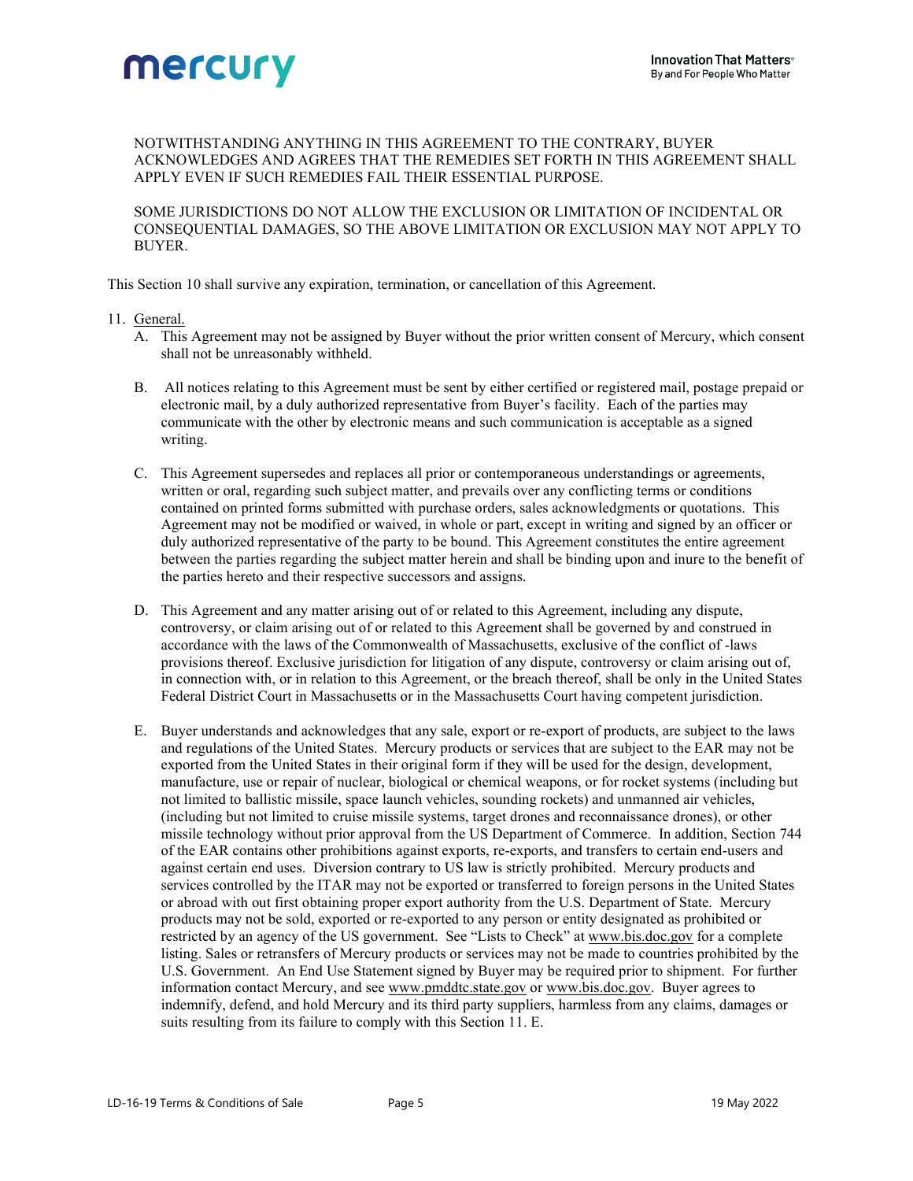NOTWITHSTANDING ANYTHING IN THIS AGREEMENT TO THE CONTRARY, BUYER ACKNOWLEDGES AND AGREES THAT THE REMEDIES SET FORTH IN THIS AGREEMENT SHALL APPLY EVEN IF SUCH REMEDIES FAIL THEIR ESSENTIAL PURPOSE.

SOME JURISDICTIONS DO NOT ALLOW THE EXCLUSION OR LIMITATION OF INCIDENTAL OR CONSEQUENTIAL DAMAGES, SO THE ABOVE LIMITATION OR EXCLUSION MAY NOT APPLY TO BUYER.

This Section 10 shall survive any expiration, termination, or cancellation of this Agreement.

11. General.
    A. This Agreement may not be assigned by Buyer without the prior written consent of Mercury, which consent shall not be unreasonably withheld.

    B. All notices relating to this Agreement must be sent by either certified or registered mail, postage prepaid or electronic mail, by a duly authorized representative from Buyer's facility. Each of the parties may communicate with the other by electronic means and such communication is acceptable as a signed writing.

    C. This Agreement supersedes and replaces all prior or contemporaneous understandings or agreements, written or oral, regarding such subject matter, and prevails over any conflicting terms or conditions contained on printed forms submitted with purchase orders, sales acknowledgments or quotations. This Agreement may not be modified or waived, in whole or part, except in writing and signed by an officer or duly authorized representative of the party to be bound. This Agreement constitutes the entire agreement between the parties regarding the subject matter herein and shall be binding upon and inure to the benefit of the parties hereto and their respective successors and assigns.

    D. This Agreement and any matter arising out of or related to this Agreement, including any dispute, controversy, or claim arising out of or related to this Agreement shall be governed by and construed in accordance with the laws of the Commonwealth of Massachusetts, exclusive of the conflict of -laws provisions thereof. Exclusive jurisdiction for litigation of any dispute, controversy or claim arising out of, in connection with, or in relation to this Agreement, or the breach thereof, shall be only in the United States Federal District Court in Massachusetts or in the Massachusetts Court having competent jurisdiction.

    E. Buyer understands and acknowledges that any sale, export or re-export of products, are subject to the laws and regulations of the United States. Mercury products or services that are subject to the EAR may not be exported from the United States in their original form if they will be used for the design, development, manufacture, use or repair of nuclear, biological or chemical weapons, or for rocket systems (including but not limited to ballistic missile, space launch vehicles, sounding rockets) and unmanned air vehicles, (including but not limited to cruise missile systems, target drones and reconnaissance drones), or other missile technology without prior approval from the US Department of Commerce. In addition, Section 744 of the EAR contains other prohibitions against exports, re-exports, and transfers to certain end-users and against certain end uses. Diversion contrary to US law is strictly prohibited. Mercury products and services controlled by the ITAR may not be exported or transferred to foreign persons in the United States or abroad with out first obtaining proper export authority from the U.S. Department of State. Mercury products may not be sold, exported or re-exported to any person or entity designated as prohibited or restricted by an agency of the US government. See "Lists to Check" at www.bis.doc.gov for a complete listing. Sales or retransfers of Mercury products or services may not be made to countries prohibited by the U.S. Government. An End Use Statement signed by Buyer may be required prior to shipment. For further information contact Mercury, and see www.pmddtc.state.gov or www.bis.doc.gov. Buyer agrees to indemnify, defend, and hold Mercury and its third party suppliers, harmless from any claims, damages or suits resulting from its failure to comply with this Section 11. E.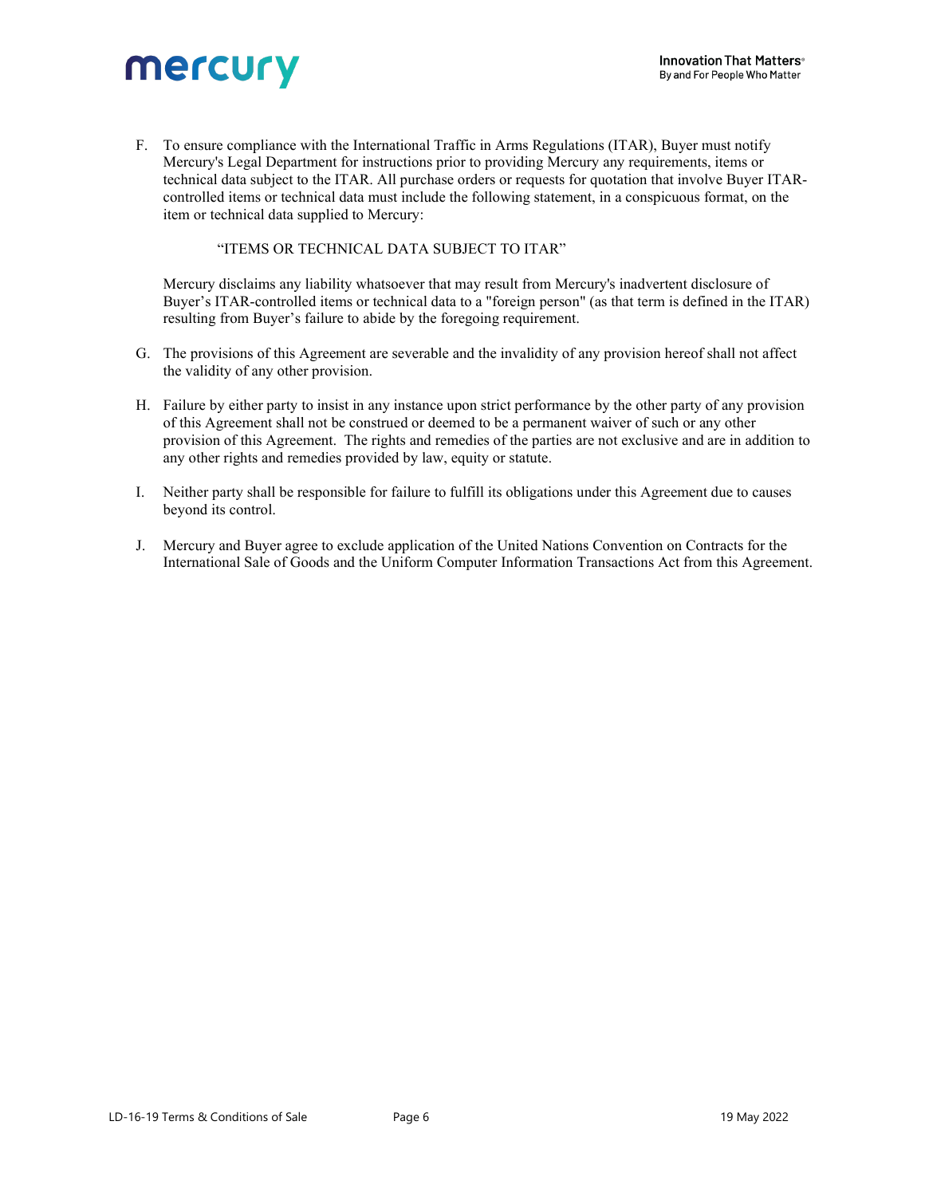F. To ensure compliance with the International Traffic in Arms Regulations (ITAR), Buyer must notify Mercury's Legal Department for instructions prior to providing Mercury any requirements, items or technical data subject to the ITAR. All purchase orders or requests for quotation that involve Buyer ITAR-controlled items or technical data must include the following statement, in a conspicuous format, on the item or technical data supplied to Mercury:

“ITEMS OR TECHNICAL DATA SUBJECT TO ITAR”

Mercury disclaims any liability whatsoever that may result from Mercury's inadvertent disclosure of Buyer’s ITAR-controlled items or technical data to a "foreign person" (as that term is defined in the ITAR) resulting from Buyer’s failure to abide by the foregoing requirement.

G. The provisions of this Agreement are severable and the invalidity of any provision hereof shall not affect the validity of any other provision.

H. Failure by either party to insist in any instance upon strict performance by the other party of any provision of this Agreement shall not be construed or deemed to be a permanent waiver of such or any other provision of this Agreement. The rights and remedies of the parties are not exclusive and are in addition to any other rights and remedies provided by law, equity or statute.

I. Neither party shall be responsible for failure to fulfill its obligations under this Agreement due to causes beyond its control.

J. Mercury and Buyer agree to exclude application of the United Nations Convention on Contracts for the International Sale of Goods and the Uniform Computer Information Transactions Act from this Agreement.